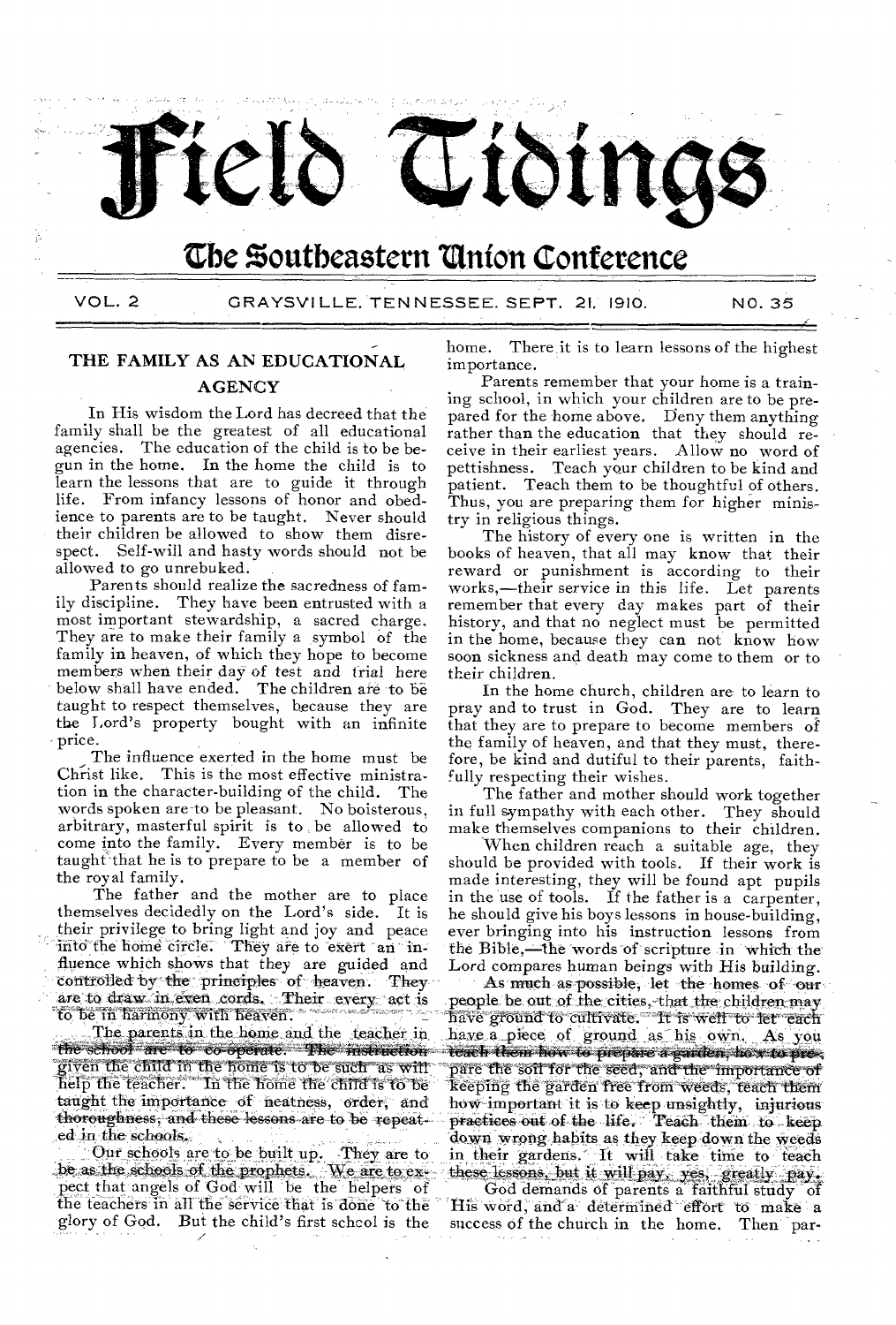# Field Tidings

## The Southeastern Union Conference

VOL. 2 GRAYSVILLE, TENNESSEE, SEPT. 21, 1910. NO. 35

## THE FAMILY AS AN EDUCATIONAL AGENCY

In His wisdom the Lord has decreed that the family shall be the greatest of all educational agencies. The education of the child is to be begun in the home. In the home the child is to learn the lessons that are to guide it through life. From infancy lessons of honor and obedience to parents are to be taught. Never should their children be allowed to show them disrespect. Self-will and hasty words should not be allowed to go unrebuked.

Parents should realize the sacredness of family discipline. They have been entrusted with a most important stewardship, a sacred charge. They are to make their family a symbol of the family in heaven, of which they hope to become members when their day of test and trial here below shall have ended. The children are to be taught to respect themselves, because they are the Lord's property bought with an infinite price.

The influence exerted in the home must be Christ like. This is the most effective ministration in the character-building of the child. The words spoken are to be pleasant. No boisterous, arbitrary, masterful spirit is to be allowed to come into the family. Every member is to be taught that he is to prepare to be a member of the royal family.

The father and the mother are to place themselves decidedly on the Lord's side. It is their privilege to bring light and joy and peace into the home circle. They are to exert an influence which shows that they are guided and controlled by the principles of heaven. They are to draw in even cords. Their every act is to be in harmony with heaven.

The parents in the home and the teacher in the school are to co-operate. The instruction given the child in the home is to be such as will help the teacher. In the home the child is to be taught the importance of neatness, order, and thoroughness, and these lessons are to be repeated in the schools.

Our schools are to be built up. They are to be as the schools of the prophets. We are to expect that angels of God will be the helpers of the teachers in all the service that is done to the glory of God. But the child's first school is the home. There it is to learn lessons of the highest importance.

Parents remember that your home is a training school, in which your children are to be prepared for the home above. Deny them anything rather than the education that they should receive in their earliest years. Allow no word of pettishness. Teach your children to be kind and patient. Teach them to be thoughtful of others. Thus, you are preparing them for higher ministry in religious things.

The history of every one is written in the books of heaven, that all may know that their reward or punishment is according to their works,—their service in this life. Let parents remember that every day makes part of their history, and that no neglect must be permitted in the home, because they can not know how soon sickness and death may come to them or to their children.

In the home church, children are to learn to pray and to trust in God. They are to learn that they are to prepare to become members of the family of heaven, and that they must, therefore, be kind and dutiful to their parents, faithfully respecting their wishes.

The father and mother should work together in full sympathy with each other. They should make themselves companions to their children.

When children reach a suitable age, they should be provided with tools. If their work is made interesting, they will be found apt pupils in the use of tools. If the father is a carpenter, he should give his boys lessons in house-building, ever bringing into his instruction lessons from the Bible,—the words of scripture in which the Lord compares human beings with His building.

As much as possible, let the homes of our people be out of the cities, that the children may have ground to cultivate. It is well to let each have a piece of ground as his own. As you teach them how to prepare a garden, how to prepare the soil for the seed, and the importance of keeping the garden free from weeds, teach them how important it is to keep unsightly, injurious practices out of the life. Teach them to keep down wrong habits as they keep down the weeds in their gardens. It will take time to teach these lessons, but it will pay, yes, greatly pay.

God demands of parents a faithful study of His word, and a determined effort to make a success of the church in the home. Then par-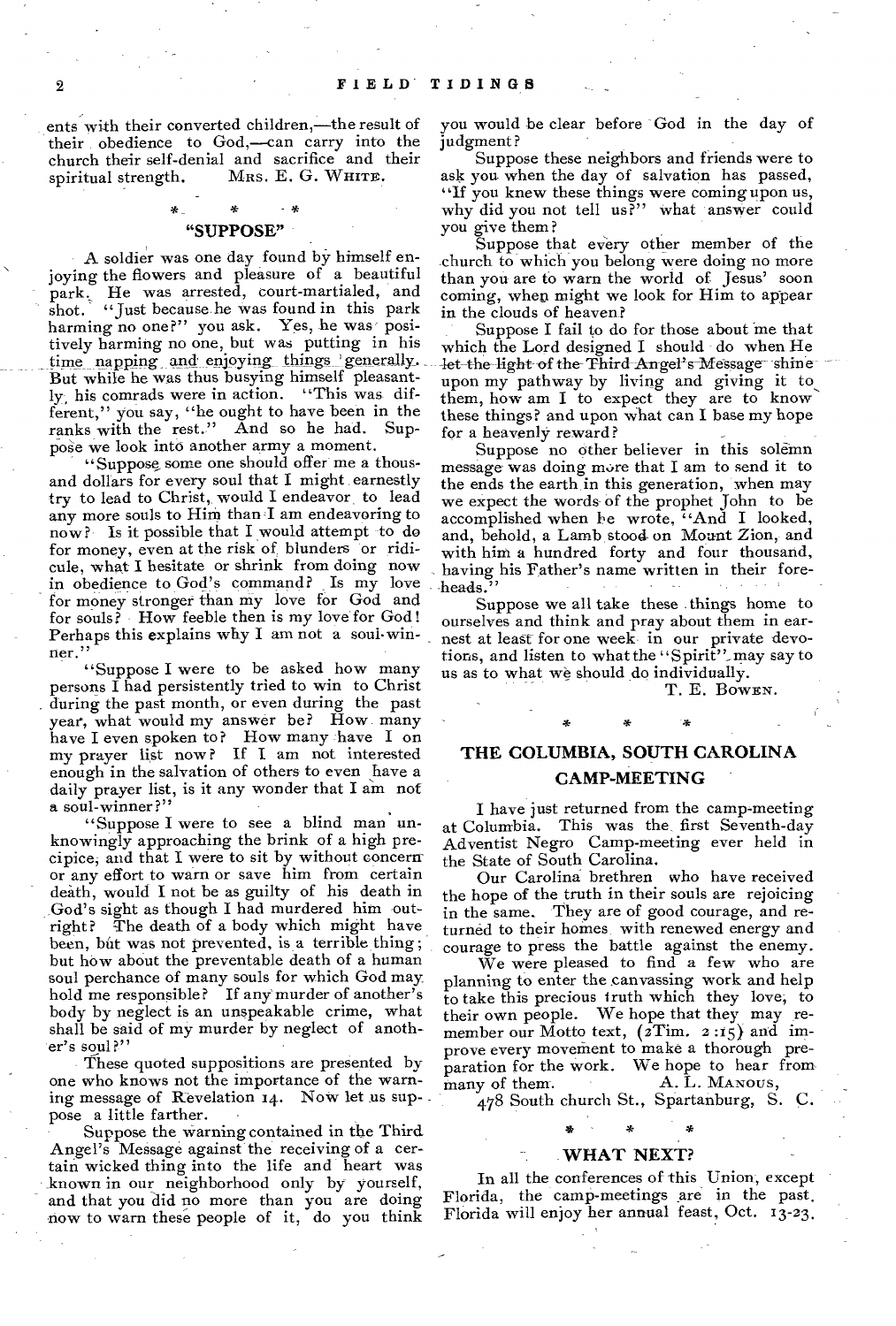ents with their converted children,—the result of their obedience to God,—can carry into the church their self-denial and sacrifice and their spiritual strength. Mrs. E. G. White.

\* \* \*

## "SUPPOSE"

A soldier was one day found by himself enjoying the flowers and pleasure of a beautiful park. He was arrested, court-martialed, and shot. "Just because he was found in this park harming no one?" you ask. Yes, he was positively harming no one, but was putting in his time napping and enjoying things generally. But while he was thus busying himself pleasantly, his comrades were in action. "This was different," you say, "he ought to have been in the ranks with the rest." And so he had. Suppose we look into another army a moment.

"Suppose some one should offer me a thousand dollars for every soul that I might earnestly try to lead to Christ, would I endeavor to lead any more souls to Him than I am endeavoring to now? Is it possible that I would attempt to do for money, even at the risk of blunders or ridicule, what I hesitate or shrink from doing now in obedience to God's command? Is my love for money stronger than my love for God and for souls? How feeble then is my love for God! Perhaps this explains why I am not a soul-winner."

"Suppose I were to be asked how many persons I had persistently tried to win to Christ during the past month, or even during the past year, what would my answer be? How many have I even spoken to? How many have I on my prayer list now? If I am not interested enough in the salvation of others to even have a daily prayer list, is it any wonder that I am not a soul-winner?"

"Suppose I were to see a blind man unknowingly approaching the brink of a high precipice, and that I were to sit by without concern or any effort to warn or save him from certain death, would I not be as guilty of his death in God's sight as though I had murdered him outright? The death of a body which might have been, but was not prevented, is a terrible thing; but how about the preventable death of a human soul perchance of many souls for which God may hold me responsible? If any murder of another's body by neglect is an unspeakable crime, what shall be said of my murder by neglect of another's soul?"

These quoted suppositions are presented by one who knows not the importance of the warning message of Revelation 14. Now let us suppose a little farther.

Suppose the warning contained in the Third Angel's Message against the receiving of a certain wicked thing into the life and heart was known in our neighborhood only by yourself, and that you did no more than you are doing now to warn these people of it, do you think you would be clear before God in the day of judgment?

Suppose these neighbors and friends were to ask you when the day of salvation has passed, "If you knew these things were coming upon us, why did you not tell us?" what answer could you give them?

Suppose that every other member of the church to which you belong were doing no more than you are to warn the world of Jesus' soon coming, when might we look for Him to appear in the clouds of heaven?

Suppose I fail to do for those about me that which the Lord designed I should do when He let the light of the Third Angel's Message shine upon my pathway by living and giving it to them, how am I to expect they are to know these things? and upon what can I base my hope for a heavenly reward?

Suppose no other believer in this solemn message was doing more that I am to send it to the ends the earth in this generation, when may we expect the words of the prophet John to be accomplished when he wrote, "And I looked, and, behold, a Lamb stood on Mount Zion, and with him a hundred forty and four thousand, having his Father's name written in their foreheads."

Suppose we all take these things home to ourselves and think and pray about them in earnest at least for one week in our private devotions, and listen to what the "Spirit" may say to us as to what we should do individually.

T. E. Bowen.

\* \* \*

## THE COLUMBIA, SOUTH CAROLINA CAMP-MEETING

I have just returned from the camp-meeting at Columbia. This was the first Seventh-day Adventist Negro Camp-meeting ever held in the State of South Carolina.

Our Carolina brethren who have received the hope of the truth in their souls are rejoicing in the same. They are of good courage, and returned to their homes with renewed energy and courage to press the battle against the enemy.

We were pleased to find a few who are planning to enter the canvassing work and help to take this precious truth which they love, to their own people. We hope that they may remember our Motto text, (2Tim. 2:15) and improve every movement to make a thorough preparation for the work. We hope to hear from many of them.

A. L. Manous,
478 South church St., Spartanburg, S. C.

\* \* \*

## WHAT NEXT?

In all the conferences of this Union, except Florida, the camp-meetings are in the past. Florida will enjoy her annual feast, Oct. 13-23.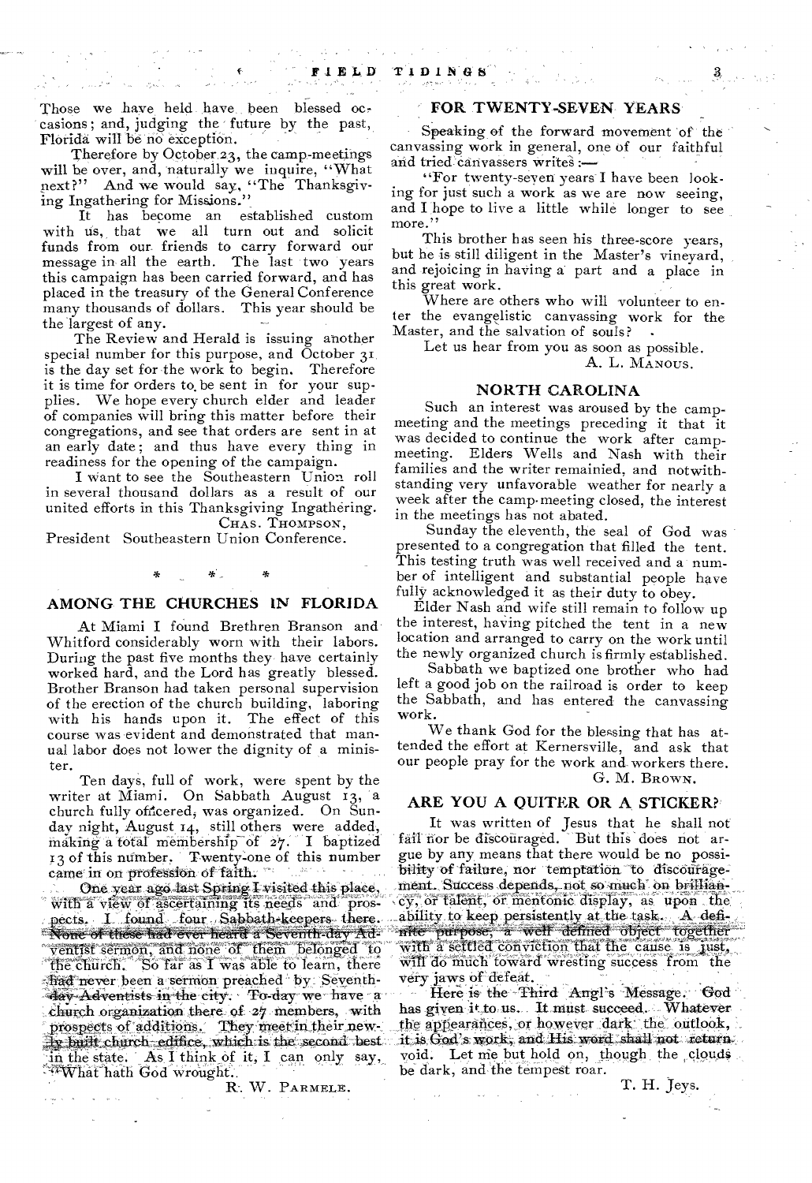Those we have held have been blessed occasions; and, judging the future by the past, Florida will be no exception.

Therefore by October 23, the camp-meetings will be over, and, naturally we inquire, "What next?" And we would say, "The Thanksgiving Ingathering for Missions."

It has become an established custom with us, that we all turn out and solicit funds from our friends to carry forward our message in all the earth. The last two years this campaign has been carried forward, and has placed in the treasury of the General Conference many thousands of dollars. This year should be the largest of any.

The Review and Herald is issuing another special number for this purpose, and October 31 is the day set for the work to begin. Therefore it is time for orders to be sent in for your supplies. We hope every church elder and leader of companies will bring this matter before their congregations, and see that orders are sent in at an early date; and thus have every thing in readiness for the opening of the campaign.

I want to see the Southeastern Union roll in several thousand dollars as a result of our united efforts in this Thanksgiving Ingathering.

CHAS. THOMPSON,
President Southeastern Union Conference.

\* \* \*

## AMONG THE CHURCHES IN FLORIDA

At Miami I found Brethren Branson and Whitford considerably worn with their labors. During the past five months they have certainly worked hard, and the Lord has greatly blessed. Brother Branson had taken personal supervision of the erection of the church building, laboring with his hands upon it. The effect of this course was evident and demonstrated that manual labor does not lower the dignity of a minister.

Ten days, full of work, were spent by the writer at Miami. On Sabbath August 13, a church fully officered, was organized. On Sunday night, August 14, still others were added, making a total membership of 27. I baptized 13 of this number. Twenty-one of this number came in on profession of faith.

One year ago last Spring I visited this place, with a view of ascertaining its needs and prospects. I found four Sabbath-keepers there. None of these had ever heard a Seventh-day Adventist sermon, and none of them belonged to the church. So far as I was able to learn, there had never been a sermon preached by Seventh-day Adventists in the city. To-day we have a church organization there of 27 members, with prospects of additions. They meet in their newly built church edifice, which is the second best in the state. As I think of it, I can only say, "What hath God wrought."

R. W. PARMELE.

## FOR TWENTY-SEVEN YEARS

Speaking of the forward movement of the canvassing work in general, one of our faithful and tried canvassers writes:—

"For twenty-seven years I have been looking for just such a work as we are now seeing, and I hope to live a little while longer to see more."

This brother has seen his three-score years, but he is still diligent in the Master's vineyard, and rejoicing in having a part and a place in this great work.

Where are others who will volunteer to enter the evangelistic canvassing work for the Master, and the salvation of souls?

Let us hear from you as soon as possible.

A. L. MANOUS.

## NORTH CAROLINA

Such an interest was aroused by the camp-meeting and the meetings preceding it that it was decided to continue the work after camp-meeting. Elders Wells and Nash with their families and the writer remainied, and notwithstanding very unfavorable weather for nearly a week after the camp-meeting closed, the interest in the meetings has not abated.

Sunday the eleventh, the seal of God was presented to a congregation that filled the tent. This testing truth was well received and a number of intelligent and substantial people have fully acknowledged it as their duty to obey.

Elder Nash and wife still remain to follow up the interest, having pitched the tent in a new location and arranged to carry on the work until the newly organized church is firmly established.

Sabbath we baptized one brother who had left a good job on the railroad is order to keep the Sabbath, and has entered the canvassing work.

We thank God for the blessing that has attended the effort at Kernersville, and ask that our people pray for the work and workers there.

G. M. BROWN.

## ARE YOU A QUITER OR A STICKER?

It was written of Jesus that he shall not fail nor be discouraged. But this does not argue by any means that there would be no possibility of failure, nor temptation to discouragement. Success depends, not so much on brilliancy, or talent, or mentonic display, as upon the ability to keep persistently at the task. A definite purpose, a well defined object together with a settled conviction that the cause is just, will do much toward wresting success from the very jaws of defeat.

Here is the Third Angl's Message. God has given it to us. It must succeed. Whatever the appearances, or however dark the outlook, it is God's work, and His word shall not return void. Let me but hold on, though the clouds be dark, and the tempest roar.

T. H. Jeys.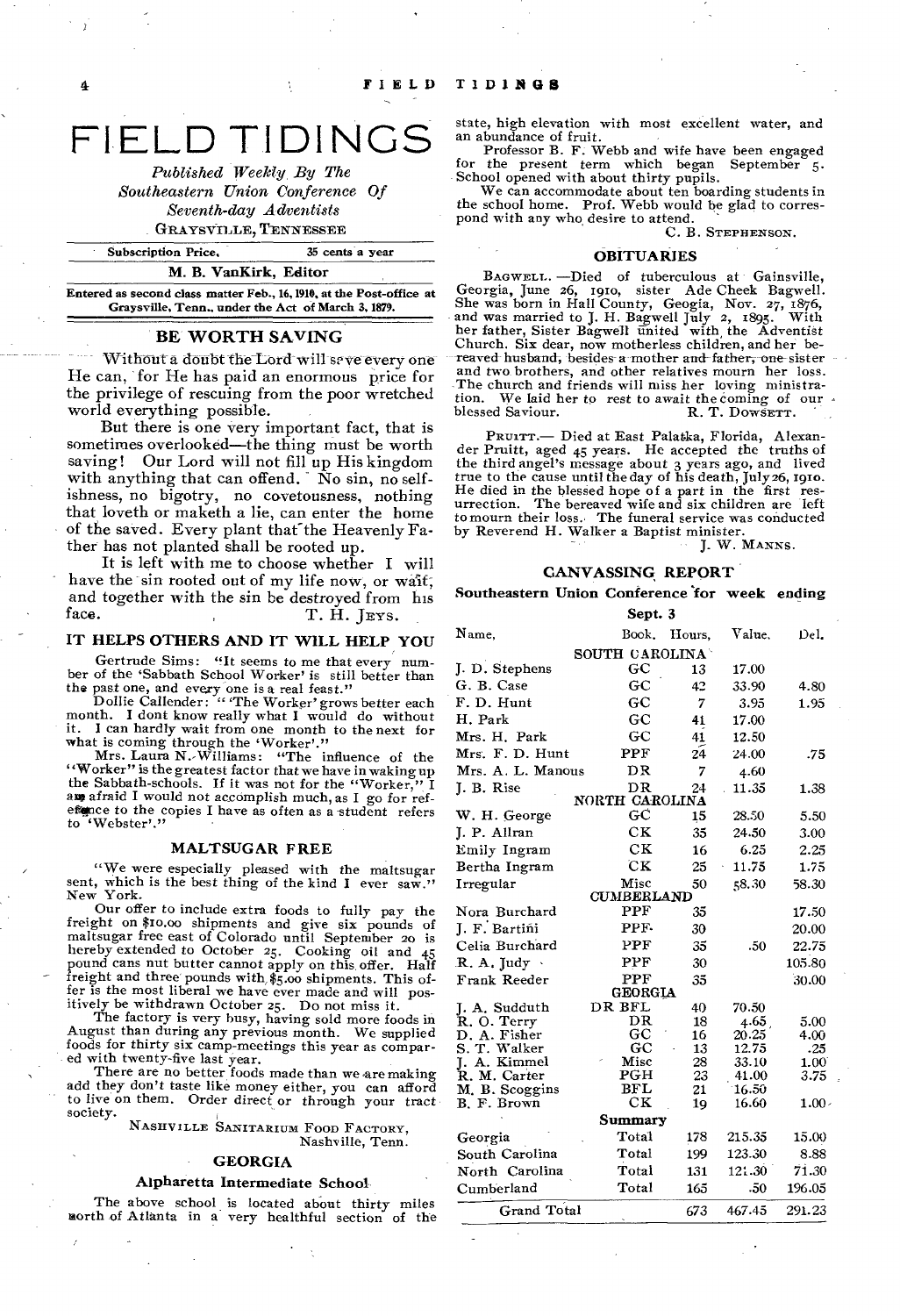# FIELD TIDINGS

*Published Weekly By The Southeastern Union Conference Of Seventh-day Adventists*

GRAYSVILLE, TENNESSEE

Subscription Price, 35 cents a year

**M. B. VanKirk, Editor**

Entered as second class matter Feb., 16, 1910, at the Post-office at Graysville, Tenn., under the Act of March 3, 1879.

## BE WORTH SAVING

Without a doubt the Lord will save every one He can, for He has paid an enormous price for the privilege of rescuing from the poor wretched world everything possible.

But there is one very important fact, that is sometimes overlooked—the thing must be worth saving! Our Lord will not fill up His kingdom with anything that can offend. No sin, no selfishness, no bigotry, no covetousness, nothing that loveth or maketh a lie, can enter the home of the saved. Every plant that the Heavenly Father has not planted shall be rooted up.

It is left with me to choose whether I will have the sin rooted out of my life now, or wait, and together with the sin be destroyed from his face.

T. H. JEYS.

## IT HELPS OTHERS AND IT WILL HELP YOU

Gertrude Sims: "It seems to me that every number of the 'Sabbath School Worker' is still better than the past one, and every one is a real feast."

Dollie Callender: "'The Worker' grows better each month. I dont know really what I would do without it. I can hardly wait from one month to the next for what is coming through the 'Worker'."

Mrs. Laura N. Williams: "The influence of the "Worker" is the greatest factor that we have in waking up the Sabbath-schools. If it was not for the "Worker," I am afraid I would not accomplish much, as I go for reference to the copies I have as often as a student refers to 'Webster'."

## MALTSUGAR FREE

"We were especially pleased with the maltsugar sent, which is the best thing of the kind I ever saw." New York.

Our offer to include extra foods to fully pay the freight on $10.00 shipments and give six pounds of maltsugar free east of Colorado until September 20 is hereby extended to October 25. Cooking oil and 45 pound cans nut butter cannot apply on this offer. Half freight and three pounds with $5.00 shipments. This offer is the most liberal we have ever made and will positively be withdrawn October 25. Do not miss it.

The factory is very busy, having sold more foods in August than during any previous month. We supplied foods for thirty six camp-meetings this year as compared with twenty-five last year.

There are no better foods made than we are making add they don't taste like money either, you can afford to live on them. Order direct or through your tract society.

NASHVILLE SANITARIUM FOOD FACTORY,
Nashville, Tenn.

## GEORGIA

### Alpharetta Intermediate School

The above school is located about thirty miles north of Atlanta in a very healthful section of the state, high elevation with most excellent water, and an abundance of fruit.

Professor B. F. Webb and wife have been engaged for the present term which began September 5. School opened with about thirty pupils.

We can accommodate about ten boarding students in the school home. Prof. Webb would be glad to correspond with any who desire to attend.

C. B. STEPHENSON.

## OBITUARIES

BAGWELL.—Died of tuberculous at Gainsville, Georgia, June 26, 1910, sister Ade Cheek Bagwell. She was born in Hall County, Geogia, Nov. 27, 1876, and was married to J. H. Bagwell July 2, 1895. With her father, Sister Bagwell united with the Adventist Church. Six dear, now motherless children, and her bereaved husband, besides a mother and father, one sister and two brothers, and other relatives mourn her loss. The church and friends will miss her loving ministration. We laid her to rest to await the coming of our blessed Saviour.

R. T. DOWSETT.

PRUITT.—Died at East Palatka, Florida, Alexander Pruitt, aged 45 years. He accepted the truths of the third angel's message about 3 years ago, and lived true to the cause until the day of his death, July 26, 1910. He died in the blessed hope of a part in the first resurrection. The bereaved wife and six children are left to mourn their loss. The funeral service was conducted by Reverend H. Walker a Baptist minister.

J. W. MANNS.

## CANVASSING REPORT

**Southeastern Union Conference for week ending Sept. 3**

| Name, | Book. | Hours, | Value, | Del. |
|---|---|---|---|---|
| | SOUTH CAROLINA | | | |
| J. D. Stephens | GC | 13 | 17.00 | |
| G. B. Case | GC | 42 | 33.90 | 4.80 |
| F. D. Hunt | GC | 7 | 3.95 | 1.95 |
| H. Park | GC | 41 | 17.00 | |
| Mrs. H. Park | GC | 41 | 12.50 | |
| Mrs. F. D. Hunt | PPF | 24 | 24.00 | .75 |
| Mrs. A. L. Manous | DR | 7 | 4.60 | |
| J. B. Rise | DR | 24 | 11.35 | 1.38 |
| | NORTH CAROLINA | | | |
| W. H. George | GC | 15 | 28.50 | 5.50 |
| J. P. Allran | CK | 35 | 24.50 | 3.00 |
| Emily Ingram | CK | 16 | 6.25 | 2.25 |
| Bertha Ingram | CK | 25 | 11.75 | 1.75 |
| Irregular | Misc | 50 | 58.30 | 58.30 |
| | CUMBERLAND | | | |
| Nora Burchard | PPF | 35 | | 17.50 |
| J. F. Bartini | PPF | 30 | | 20.00 |
| Celia Burchard | PPF | 35 | .50 | 22.75 |
| R. A. Judy | PPF | 30 | | 105.80 |
| Frank Reeder | PPF | 35 | | 30.00 |
| | GEORGIA | | | |
| J. A. Sudduth | DR BFL | 40 | 70.50 | |
| R. O. Terry | DR | 18 | 4.65 | 5.00 |
| D. A. Fisher | GC | 16 | 20.25 | 4.00 |
| S. T. Walker | GC | 13 | 12.75 | .25 |
| J. A. Kimmel | Misc | 28 | 33.10 | 1.00 |
| R. M. Carter | PGH | 23 | 41.00 | 3.75 |
| M. B. Scoggins | BFL | 21 | 16.50 | |
| B. F. Brown | CK | 19 | 16.60 | 1.00 |
| | Summary | | | |
| Georgia | Total | 178 | 215.35 | 15.00 |
| South Carolina | Total | 199 | 123.30 | 8.88 |
| North Carolina | Total | 131 | 121.30 | 71.30 |
| Cumberland | Total | 165 | .50 | 196.05 |
| Grand Total | | 673 | 467.45 | 291.23 |